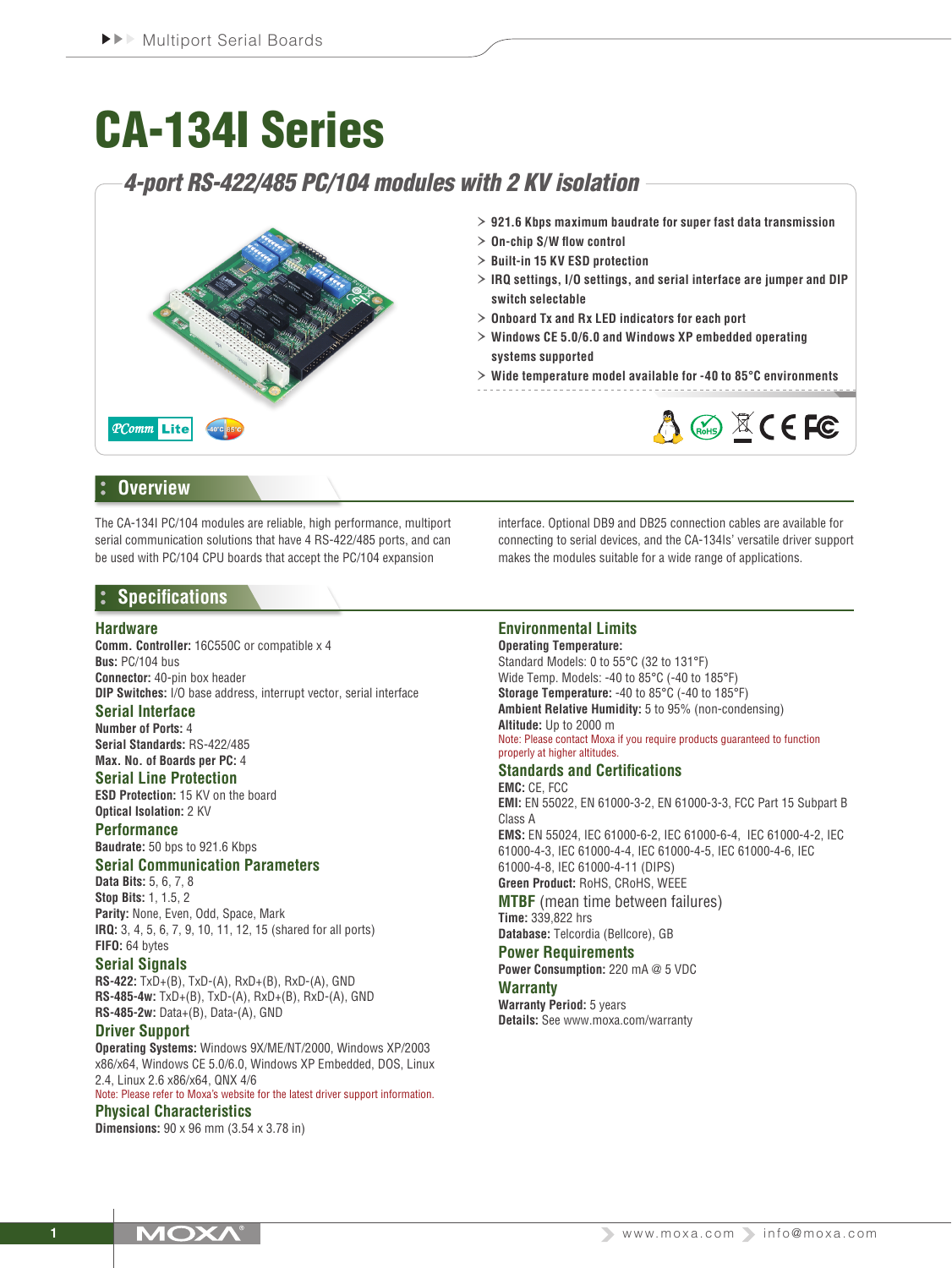# CA-134I Series

## 4-port RS-422/485 PC/104 modules with 2 KV isolation

> 921.6 Kbps maximum baudrate for super fast data transmission
> On-chip S/W flow control
> Built-in 15 KV ESD protection
> IRQ settings, I/O settings, and serial interface are jumper and DIP switch selectable
> Onboard Tx and Rx LED indicators for each port
> Windows CE 5.0/6.0 and Windows XP embedded operating systems supported
> Wide temperature model available for -40 to 85°C environments

## Overview

The CA-134I PC/104 modules are reliable, high performance, multiport serial communication solutions that have 4 RS-422/485 ports, and can be used with PC/104 CPU boards that accept the PC/104 expansion interface. Optional DB9 and DB25 connection cables are available for connecting to serial devices, and the CA-134Is' versatile driver support makes the modules suitable for a wide range of applications.

## Specifications

### Hardware

**Comm. Controller:** 16C550C or compatible x 4
**Bus:** PC/104 bus
**Connector:** 40-pin box header
**DIP Switches:** I/O base address, interrupt vector, serial interface

### Serial Interface

**Number of Ports:** 4
**Serial Standards:** RS-422/485
**Max. No. of Boards per PC:** 4

### Serial Line Protection

**ESD Protection:** 15 KV on the board
**Optical Isolation:** 2 KV

### Performance

**Baudrate:** 50 bps to 921.6 Kbps

### Serial Communication Parameters

**Data Bits:** 5, 6, 7, 8
**Stop Bits:** 1, 1.5, 2
**Parity:** None, Even, Odd, Space, Mark
**IRQ:** 3, 4, 5, 6, 7, 9, 10, 11, 12, 15 (shared for all ports)
**FIFO:** 64 bytes

### Serial Signals

**RS-422:** TxD+(B), TxD-(A), RxD+(B), RxD-(A), GND
**RS-485-4w:** TxD+(B), TxD-(A), RxD+(B), RxD-(A), GND
**RS-485-2w:** Data+(B), Data-(A), GND

### Driver Support

**Operating Systems:** Windows 9X/ME/NT/2000, Windows XP/2003 x86/x64, Windows CE 5.0/6.0, Windows XP Embedded, DOS, Linux 2.4, Linux 2.6 x86/x64, QNX 4/6
Note: Please refer to Moxa's website for the latest driver support information.

### Physical Characteristics

**Dimensions:** 90 x 96 mm (3.54 x 3.78 in)

### Environmental Limits

**Operating Temperature:**
Standard Models: 0 to 55°C (32 to 131°F)
Wide Temp. Models: -40 to 85°C (-40 to 185°F)
**Storage Temperature:** -40 to 85°C (-40 to 185°F)
**Ambient Relative Humidity:** 5 to 95% (non-condensing)
**Altitude:** Up to 2000 m
Note: Please contact Moxa if you require products guaranteed to function properly at higher altitudes.

### Standards and Certifications

**EMC:** CE, FCC
**EMI:** EN 55022, EN 61000-3-2, EN 61000-3-3, FCC Part 15 Subpart B Class A
**EMS:** EN 55024, IEC 61000-6-2, IEC 61000-6-4, IEC 61000-4-2, IEC 61000-4-3, IEC 61000-4-4, IEC 61000-4-5, IEC 61000-4-6, IEC 61000-4-8, IEC 61000-4-11 (DIPS)
**Green Product:** RoHS, CRoHS, WEEE

### MTBF (mean time between failures)

**Time:** 339,822 hrs
**Database:** Telcordia (Bellcore), GB

### Power Requirements

**Power Consumption:** 220 mA @ 5 VDC

### Warranty

**Warranty Period:** 5 years
**Details:** See www.moxa.com/warranty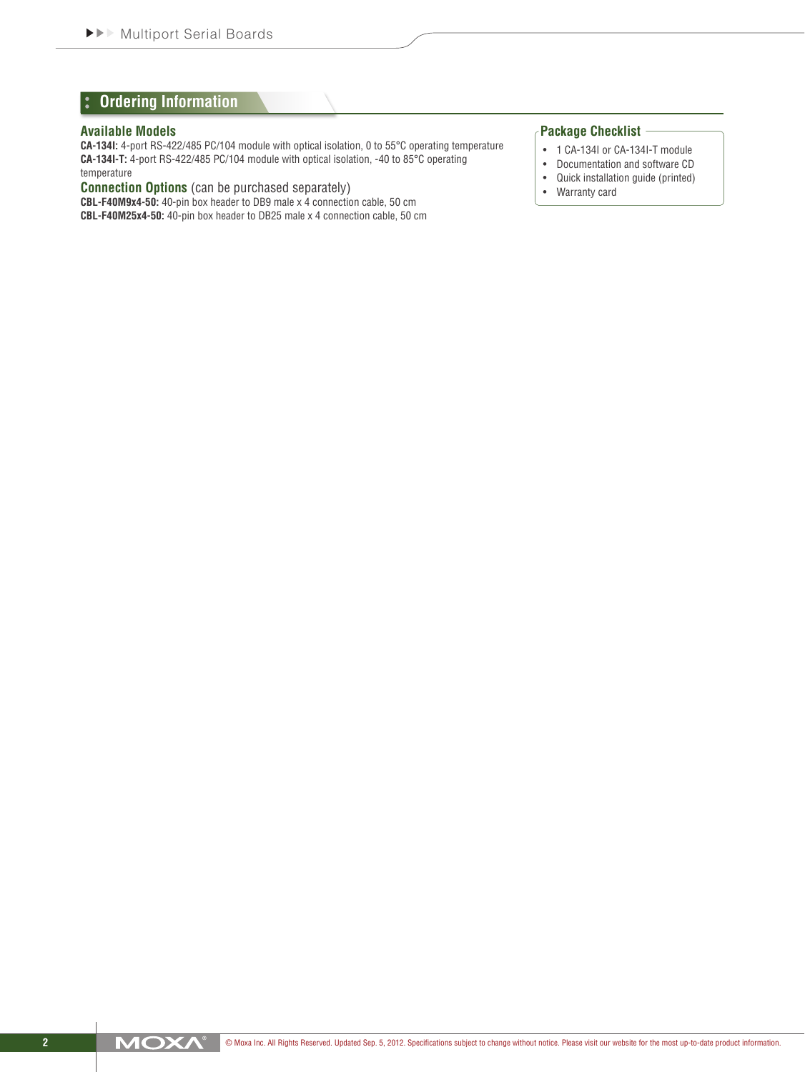## Ordering Information

### Available Models

**CA-134I:** 4-port RS-422/485 PC/104 module with optical isolation, 0 to 55°C operating temperature
**CA-134I-T:** 4-port RS-422/485 PC/104 module with optical isolation, -40 to 85°C operating temperature

### Connection Options (can be purchased separately)

**CBL-F40M9x4-50:** 40-pin box header to DB9 male x 4 connection cable, 50 cm
**CBL-F40M25x4-50:** 40-pin box header to DB25 male x 4 connection cable, 50 cm

### Package Checklist

- 1 CA-134I or CA-134I-T module
- Documentation and software CD
- Quick installation guide (printed)
- Warranty card